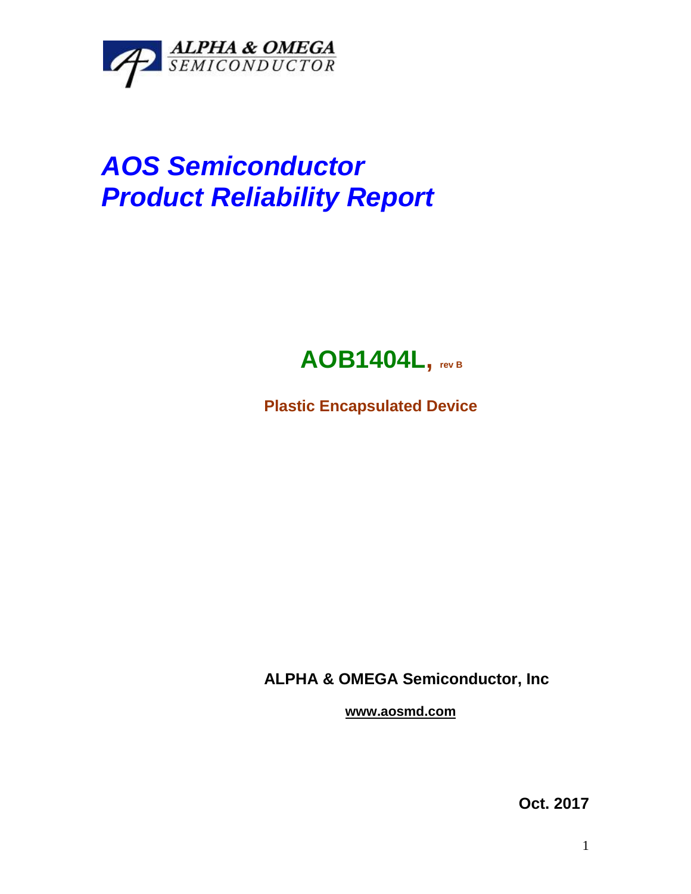ALPHA & OMEGA
SEMICONDUCTOR

# *AOS Semiconductor*
# *Product Reliability Report*

## AOB1404L, rev B

**Plastic Encapsulated Device**

**ALPHA & OMEGA Semiconductor, Inc**

**www.aosmd.com**

**Oct. 2017**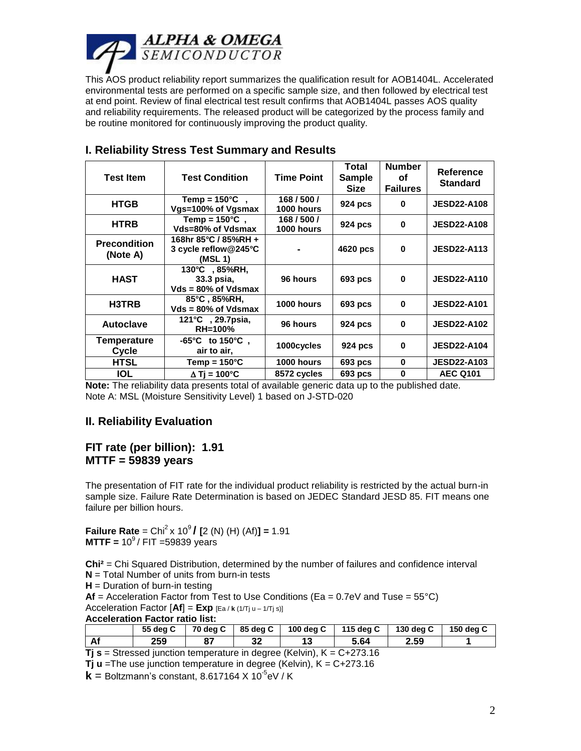This AOS product reliability report summarizes the qualification result for AOB1404L. Accelerated environmental tests are performed on a specific sample size, and then followed by electrical test at end point. Review of final electrical test result confirms that AOB1404L passes AOS quality and reliability requirements. The released product will be categorized by the process family and be routine monitored for continuously improving the product quality.

## I. Reliability Stress Test Summary and Results

| Test Item | Test Condition | Time Point | Total Sample Size | Number of Failures | Reference Standard |
|---|---|---|---|---|---|
| HTGB | Temp = 150°C , Vgs=100% of Vgsmax | 168 / 500 / 1000 hours | 924 pcs | 0 | JESD22-A108 |
| HTRB | Temp = 150°C , Vds=80% of Vdsmax | 168 / 500 / 1000 hours | 924 pcs | 0 | JESD22-A108 |
| Precondition (Note A) | 168hr 85°C / 85%RH + 3 cycle reflow@245°C (MSL 1) | - | 4620 pcs | 0 | JESD22-A113 |
| HAST | 130°C , 85%RH, 33.3 psia, Vds = 80% of Vdsmax | 96 hours | 693 pcs | 0 | JESD22-A110 |
| H3TRB | 85°C , 85%RH, Vds = 80% of Vdsmax | 1000 hours | 693 pcs | 0 | JESD22-A101 |
| Autoclave | 121°C , 29.7psia, RH=100% | 96 hours | 924 pcs | 0 | JESD22-A102 |
| Temperature Cycle | -65°C to 150°C , air to air, | 1000cycles | 924 pcs | 0 | JESD22-A104 |
| HTSL | Temp = 150°C | 1000 hours | 693 pcs | 0 | JESD22-A103 |
| IOL | $\Delta$ Tj = 100°C | 8572 cycles | 693 pcs | 0 | AEC Q101 |

**Note:** The reliability data presents total of available generic data up to the published date.
Note A: MSL (Moisture Sensitivity Level) 1 based on J-STD-020

## II. Reliability Evaluation

### FIT rate (per billion): 1.91
### MTTF = 59839 years

The presentation of FIT rate for the individual product reliability is restricted by the actual burn-in sample size. Failure Rate Determination is based on JEDEC Standard JESD 85. FIT means one failure per billion hours.

**Failure Rate** = $Chi^2 \times 10^9$ **/ [**2 (N) (H) (Af)**] =** 1.91
**MTTF =** $10^9$ / FIT =59839 years

**Chi²** = Chi Squared Distribution, determined by the number of failures and confidence interval
**N** = Total Number of units from burn-in tests
**H** = Duration of burn-in testing
**Af** = Acceleration Factor from Test to Use Conditions (Ea = 0.7eV and Tuse = 55°C)
Acceleration Factor [**Af**] = **Exp** [Ea / **k** (1/Tj u – 1/Tj s)]
**Acceleration Factor ratio list:**

| | 55 deg C | 70 deg C | 85 deg C | 100 deg C | 115 deg C | 130 deg C | 150 deg C |
|---|---|---|---|---|---|---|---|
| Af | 259 | 87 | 32 | 13 | 5.64 | 2.59 | 1 |

**Tj s** = Stressed junction temperature in degree (Kelvin), K = C+273.16
**Tj u** =The use junction temperature in degree (Kelvin), K = C+273.16
**k** = Boltzmann's constant, 8.617164 X $10^{-5}$eV / K